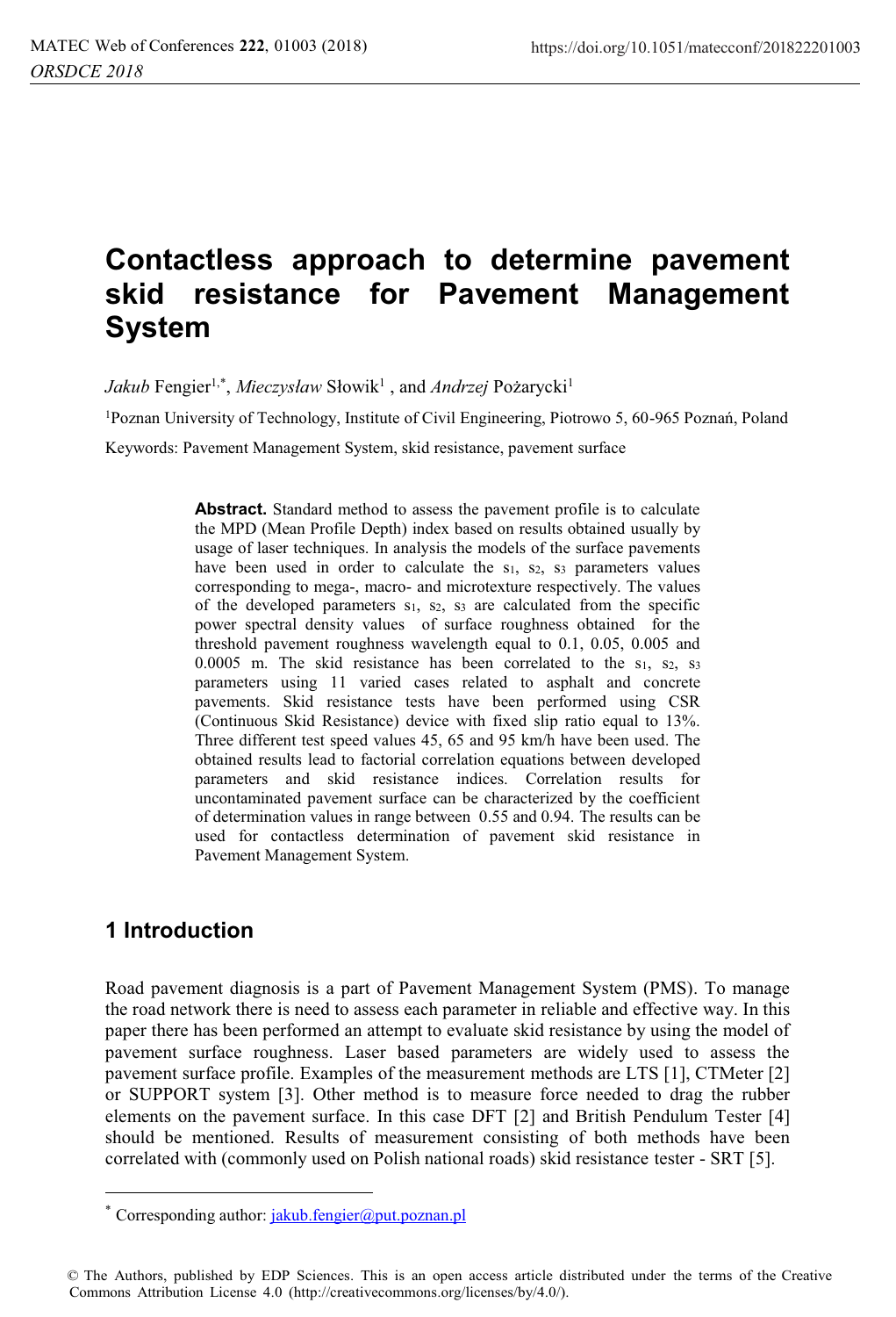# Contactless approach to determine pavement skid resistance for Pavement Management System

*Jakub* Fengier[1,*], *Mieczysław* Słowik[1] , and *Andrzej* Pożarycki[1]

[1]Poznan University of Technology, Institute of Civil Engineering, Piotrowo 5, 60-965 Poznań, Poland

Keywords: Pavement Management System, skid resistance, pavement surface

**Abstract.** Standard method to assess the pavement profile is to calculate the MPD (Mean Profile Depth) index based on results obtained usually by usage of laser techniques. In analysis the models of the surface pavements have been used in order to calculate the $s_1$, $s_2$, $s_3$ parameters values corresponding to mega-, macro- and microtexture respectively. The values of the developed parameters $s_1$, $s_2$, $s_3$ are calculated from the specific power spectral density values of surface roughness obtained for the threshold pavement roughness wavelength equal to 0.1, 0.05, 0.005 and 0.0005 m. The skid resistance has been correlated to the $s_1$, $s_2$, $s_3$ parameters using 11 varied cases related to asphalt and concrete pavements. Skid resistance tests have been performed using CSR (Continuous Skid Resistance) device with fixed slip ratio equal to 13%. Three different test speed values 45, 65 and 95 km/h have been used. The obtained results lead to factorial correlation equations between developed parameters and skid resistance indices. Correlation results for uncontaminated pavement surface can be characterized by the coefficient of determination values in range between 0.55 and 0.94. The results can be used for contactless determination of pavement skid resistance in Pavement Management System.

## 1 Introduction

Road pavement diagnosis is a part of Pavement Management System (PMS). To manage the road network there is need to assess each parameter in reliable and effective way. In this paper there has been performed an attempt to evaluate skid resistance by using the model of pavement surface roughness. Laser based parameters are widely used to assess the pavement surface profile. Examples of the measurement methods are LTS [1], CTMeter [2] or SUPPORT system [3]. Other method is to measure force needed to drag the rubber elements on the pavement surface. In this case DFT [2] and British Pendulum Tester [4] should be mentioned. Results of measurement consisting of both methods have been correlated with (commonly used on Polish national roads) skid resistance tester - SRT [5].

---

* Corresponding author: jakub.fengier@put.poznan.pl

© The Authors, published by EDP Sciences. This is an open access article distributed under the terms of the Creative Commons Attribution License 4.0 (http://creativecommons.org/licenses/by/4.0/).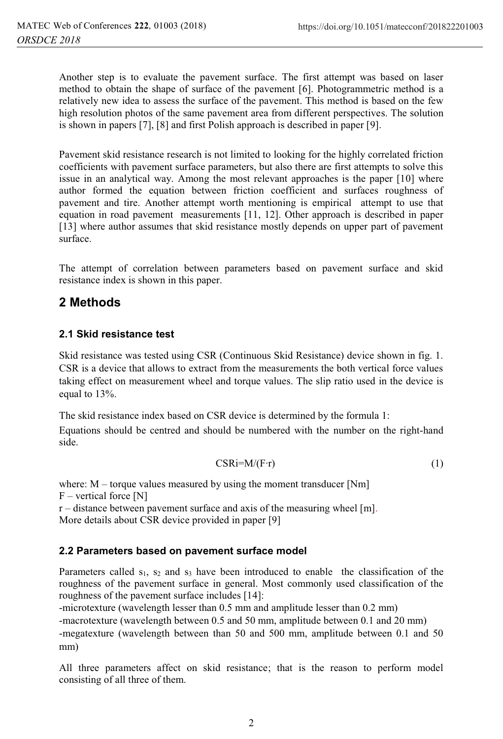Another step is to evaluate the pavement surface. The first attempt was based on laser method to obtain the shape of surface of the pavement [6]. Photogrammetric method is a relatively new idea to assess the surface of the pavement. This method is based on the few high resolution photos of the same pavement area from different perspectives. The solution is shown in papers [7], [8] and first Polish approach is described in paper [9].

Pavement skid resistance research is not limited to looking for the highly correlated friction coefficients with pavement surface parameters, but also there are first attempts to solve this issue in an analytical way. Among the most relevant approaches is the paper [10] where author formed the equation between friction coefficient and surfaces roughness of pavement and tire. Another attempt worth mentioning is empirical attempt to use that equation in road pavement measurements [11, 12]. Other approach is described in paper [13] where author assumes that skid resistance mostly depends on upper part of pavement surface.

The attempt of correlation between parameters based on pavement surface and skid resistance index is shown in this paper.

## 2 Methods

### 2.1 Skid resistance test

Skid resistance was tested using CSR (Continuous Skid Resistance) device shown in fig. 1. CSR is a device that allows to extract from the measurements the both vertical force values taking effect on measurement wheel and torque values. The slip ratio used in the device is equal to 13%.

The skid resistance index based on CSR device is determined by the formula 1:

Equations should be centred and should be numbered with the number on the right-hand side.

$$CSRi = M/(F \cdot r) \tag{1}$$

where: M – torque values measured by using the moment transducer [Nm]
F – vertical force [N]
r – distance between pavement surface and axis of the measuring wheel [m].
More details about CSR device provided in paper [9]

### 2.2 Parameters based on pavement surface model

Parameters called $s_1$, $s_2$ and $s_3$ have been introduced to enable the classification of the roughness of the pavement surface in general. Most commonly used classification of the roughness of the pavement surface includes [14]:

-microtexture (wavelength lesser than 0.5 mm and amplitude lesser than 0.2 mm)
-macrotexture (wavelength between 0.5 and 50 mm, amplitude between 0.1 and 20 mm)
-megatexture (wavelength between than 50 and 500 mm, amplitude between 0.1 and 50 mm)

All three parameters affect on skid resistance; that is the reason to perform model consisting of all three of them.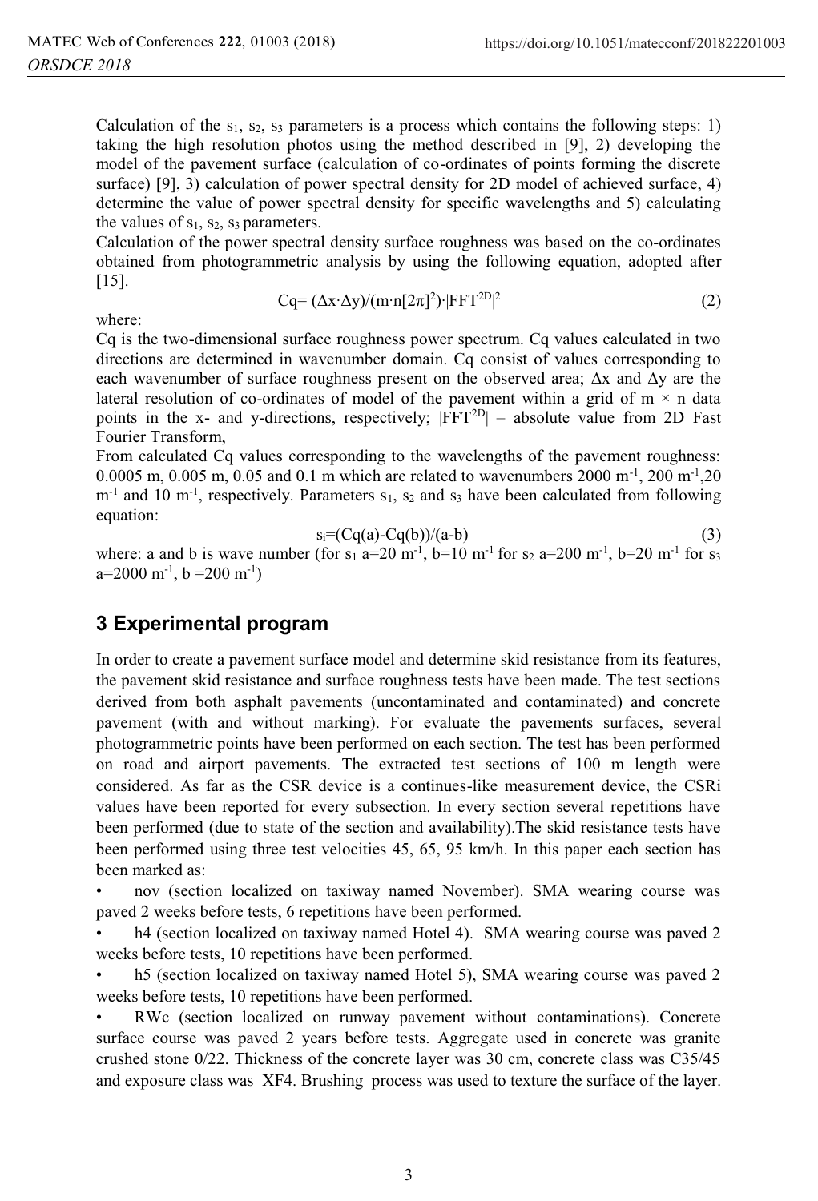Calculation of the $s_1$, $s_2$, $s_3$ parameters is a process which contains the following steps: 1) taking the high resolution photos using the method described in [9], 2) developing the model of the pavement surface (calculation of co-ordinates of points forming the discrete surface) [9], 3) calculation of power spectral density for 2D model of achieved surface, 4) determine the value of power spectral density for specific wavelengths and 5) calculating the values of $s_1$, $s_2$, $s_3$ parameters.

Calculation of the power spectral density surface roughness was based on the co-ordinates obtained from photogrammetric analysis by using the following equation, adopted after [15].

$$Cq = (\Delta x \cdot \Delta y)/(m \cdot n[2\pi]^2) \cdot |FFT^{2D}|^2 \tag{2}$$

where:

Cq is the two-dimensional surface roughness power spectrum. Cq values calculated in two directions are determined in wavenumber domain. Cq consist of values corresponding to each wavenumber of surface roughness present on the observed area; $\Delta x$ and $\Delta y$ are the lateral resolution of co-ordinates of model of the pavement within a grid of $m \times n$ data points in the x- and y-directions, respectively; $|FFT^{2D}|$ – absolute value from 2D Fast Fourier Transform,

From calculated Cq values corresponding to the wavelengths of the pavement roughness: 0.0005 m, 0.005 m, 0.05 and 0.1 m which are related to wavenumbers 2000 $m^{-1}$, 200 $m^{-1}$, 20 $m^{-1}$ and 10 $m^{-1}$, respectively. Parameters $s_1$, $s_2$ and $s_3$ have been calculated from following equation:

$$s_i = (Cq(a) - Cq(b))/(a-b) \tag{3}$$

where: a and b is wave number (for $s_1$ a=20 $m^{-1}$, b=10 $m^{-1}$ for $s_2$ a=200 $m^{-1}$, b=20 $m^{-1}$ for $s_3$ a=2000 $m^{-1}$, b =200 $m^{-1}$)

## 3 Experimental program

In order to create a pavement surface model and determine skid resistance from its features, the pavement skid resistance and surface roughness tests have been made. The test sections derived from both asphalt pavements (uncontaminated and contaminated) and concrete pavement (with and without marking). For evaluate the pavements surfaces, several photogrammetric points have been performed on each section. The test has been performed on road and airport pavements. The extracted test sections of 100 m length were considered. As far as the CSR device is a continues-like measurement device, the CSRi values have been reported for every subsection. In every section several repetitions have been performed (due to state of the section and availability).The skid resistance tests have been performed using three test velocities 45, 65, 95 km/h. In this paper each section has been marked as:

- nov (section localized on taxiway named November). SMA wearing course was paved 2 weeks before tests, 6 repetitions have been performed.
- h4 (section localized on taxiway named Hotel 4). SMA wearing course was paved 2 weeks before tests, 10 repetitions have been performed.
- h5 (section localized on taxiway named Hotel 5), SMA wearing course was paved 2 weeks before tests, 10 repetitions have been performed.
- RWc (section localized on runway pavement without contaminations). Concrete surface course was paved 2 years before tests. Aggregate used in concrete was granite crushed stone 0/22. Thickness of the concrete layer was 30 cm, concrete class was C35/45 and exposure class was XF4. Brushing process was used to texture the surface of the layer.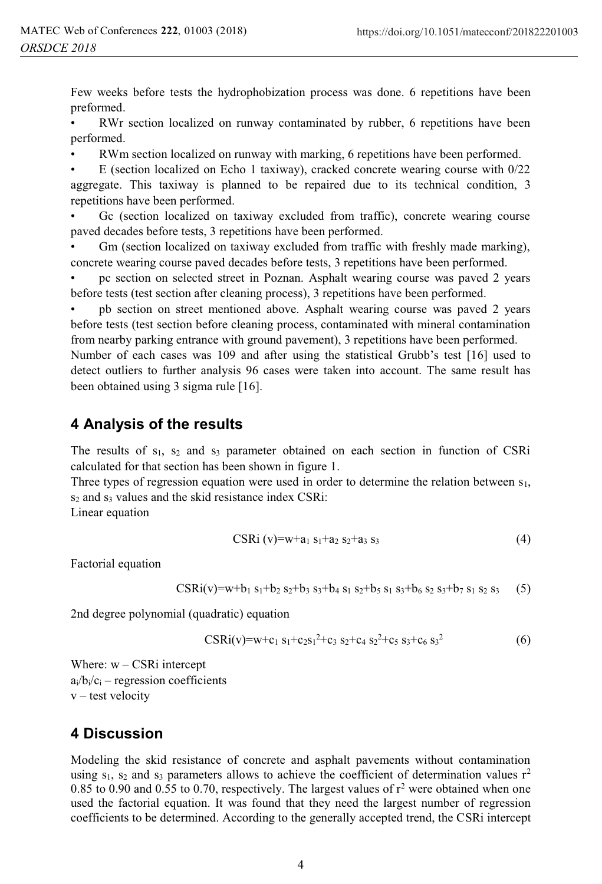Few weeks before tests the hydrophobization process was done. 6 repetitions have been preformed.

- RWr section localized on runway contaminated by rubber, 6 repetitions have been performed.
- RWm section localized on runway with marking, 6 repetitions have been performed.
- E (section localized on Echo 1 taxiway), cracked concrete wearing course with 0/22 aggregate. This taxiway is planned to be repaired due to its technical condition, 3 repetitions have been performed.
- Gc (section localized on taxiway excluded from traffic), concrete wearing course paved decades before tests, 3 repetitions have been performed.
- Gm (section localized on taxiway excluded from traffic with freshly made marking), concrete wearing course paved decades before tests, 3 repetitions have been performed.
- pc section on selected street in Poznan. Asphalt wearing course was paved 2 years before tests (test section after cleaning process), 3 repetitions have been performed.
- pb section on street mentioned above. Asphalt wearing course was paved 2 years before tests (test section before cleaning process, contaminated with mineral contamination from nearby parking entrance with ground pavement), 3 repetitions have been performed.

Number of each cases was 109 and after using the statistical Grubb's test [16] used to detect outliers to further analysis 96 cases were taken into account. The same result has been obtained using 3 sigma rule [16].

## 4 Analysis of the results

The results of $s_1$, $s_2$ and $s_3$ parameter obtained on each section in function of CSRi calculated for that section has been shown in figure 1.

Three types of regression equation were used in order to determine the relation between $s_1$, $s_2$ and $s_3$ values and the skid resistance index CSRi:

Linear equation

$$CSRi\ (v)=w+a_1\ s_1+a_2\ s_2+a_3\ s_3 \tag{4}$$

Factorial equation

$$CSRi(v)=w+b_1\ s_1+b_2\ s_2+b_3\ s_3+b_4\ s_1\ s_2+b_5\ s_1\ s_3+b_6\ s_2\ s_3+b_7\ s_1\ s_2\ s_3 \tag{5}$$

2nd degree polynomial (quadratic) equation

$$CSRi(v)=w+c_1\ s_1+c_2 s_1^2+c_3\ s_2+c_4\ s_2^2+c_5\ s_3+c_6\ s_3^2 \tag{6}$$

Where: w – CSRi intercept

$a_i$/$b_i$/$c_i$ – regression coefficients

v – test velocity

## 4 Discussion

Modeling the skid resistance of concrete and asphalt pavements without contamination using $s_1$, $s_2$ and $s_3$ parameters allows to achieve the coefficient of determination values $r^2$ 0.85 to 0.90 and 0.55 to 0.70, respectively. The largest values of $r^2$ were obtained when one used the factorial equation. It was found that they need the largest number of regression coefficients to be determined. According to the generally accepted trend, the CSRi intercept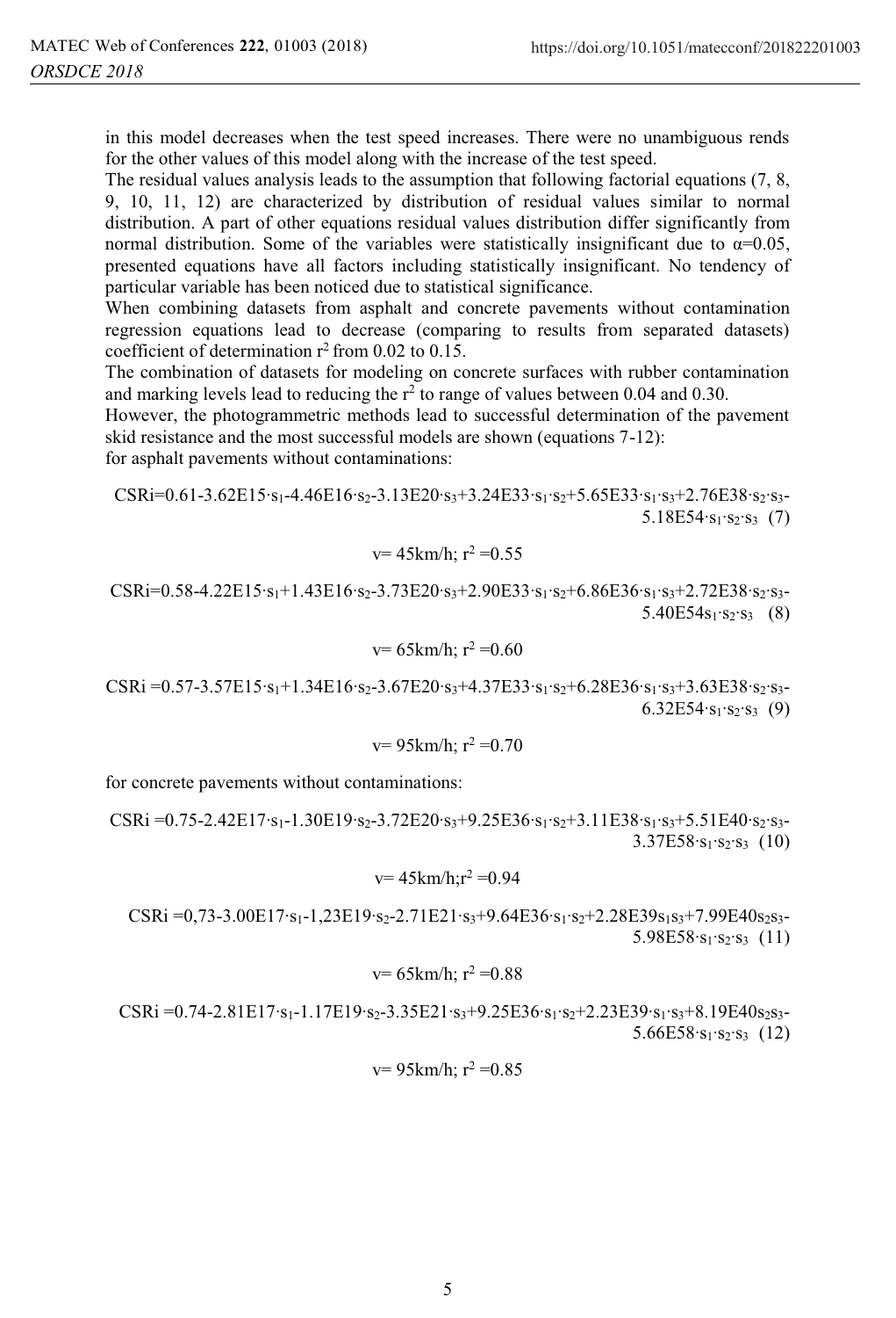in this model decreases when the test speed increases. There were no unambiguous rends for the other values of this model along with the increase of the test speed.

The residual values analysis leads to the assumption that following factorial equations (7, 8, 9, 10, 11, 12) are characterized by distribution of residual values similar to normal distribution. A part of other equations residual values distribution differ significantly from normal distribution. Some of the variables were statistically insignificant due to $\alpha$=0.05, presented equations have all factors including statistically insignificant. No tendency of particular variable has been noticed due to statistical significance.

When combining datasets from asphalt and concrete pavements without contamination regression equations lead to decrease (comparing to results from separated datasets) coefficient of determination $r^2$ from 0.02 to 0.15.

The combination of datasets for modeling on concrete surfaces with rubber contamination and marking levels lead to reducing the $r^2$ to range of values between 0.04 and 0.30.

However, the photogrammetric methods lead to successful determination of the pavement skid resistance and the most successful models are shown (equations 7-12):

for asphalt pavements without contaminations:

$$CSRi=0.61-3.62E15\cdot s_1-4.46E16\cdot s_2-3.13E20\cdot s_3+3.24E33\cdot s_1\cdot s_2+5.65E33\cdot s_1\cdot s_3+2.76E38\cdot s_2\cdot s_3-5.18E54\cdot s_1\cdot s_2\cdot s_3 \quad (7)$$

$$v= 45km/h;\ r^2 =0.55$$

$$CSRi=0.58-4.22E15\cdot s_1+1.43E16\cdot s_2-3.73E20\cdot s_3+2.90E33\cdot s_1\cdot s_2+6.86E36\cdot s_1\cdot s_3+2.72E38\cdot s_2\cdot s_3-5.40E54 s_1\cdot s_2\cdot s_3 \quad (8)$$

$$v= 65km/h;\ r^2 =0.60$$

$$CSRi =0.57-3.57E15\cdot s_1+1.34E16\cdot s_2-3.67E20\cdot s_3+4.37E33\cdot s_1\cdot s_2+6.28E36\cdot s_1\cdot s_3+3.63E38\cdot s_2\cdot s_3-6.32E54\cdot s_1\cdot s_2\cdot s_3 \quad (9)$$

$$v= 95km/h;\ r^2 =0.70$$

for concrete pavements without contaminations:

$$CSRi =0.75-2.42E17\cdot s_1-1.30E19\cdot s_2-3.72E20\cdot s_3+9.25E36\cdot s_1\cdot s_2+3.11E38\cdot s_1\cdot s_3+5.51E40\cdot s_2\cdot s_3-3.37E58\cdot s_1\cdot s_2\cdot s_3 \quad (10)$$

$$v= 45km/h;r^2 =0.94$$

$$CSRi =0,73-3.00E17\cdot s_1-1,23E19\cdot s_2-2.71E21\cdot s_3+9.64E36\cdot s_1\cdot s_2+2.28E39 s_1 s_3+7.99E40 s_2 s_3-5.98E58\cdot s_1\cdot s_2\cdot s_3 \quad (11)$$

$$v= 65km/h;\ r^2 =0.88$$

$$CSRi =0.74-2.81E17\cdot s_1-1.17E19\cdot s_2-3.35E21\cdot s_3+9.25E36\cdot s_1\cdot s_2+2.23E39\cdot s_1\cdot s_3+8.19E40 s_2 s_3-5.66E58\cdot s_1\cdot s_2\cdot s_3 \quad (12)$$

$$v= 95km/h;\ r^2 =0.85$$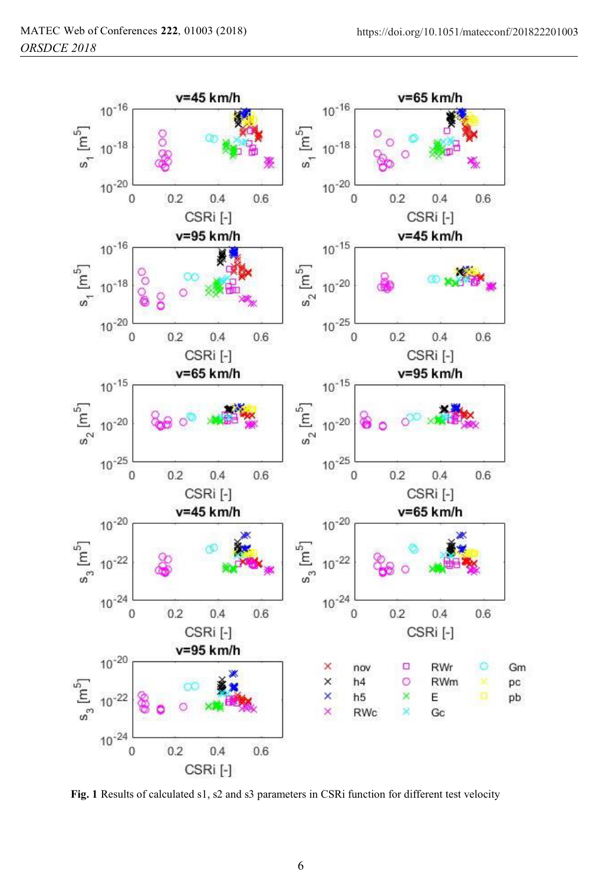**Fig. 1** Results of calculated s1, s2 and s3 parameters in CSRi function for different test velocity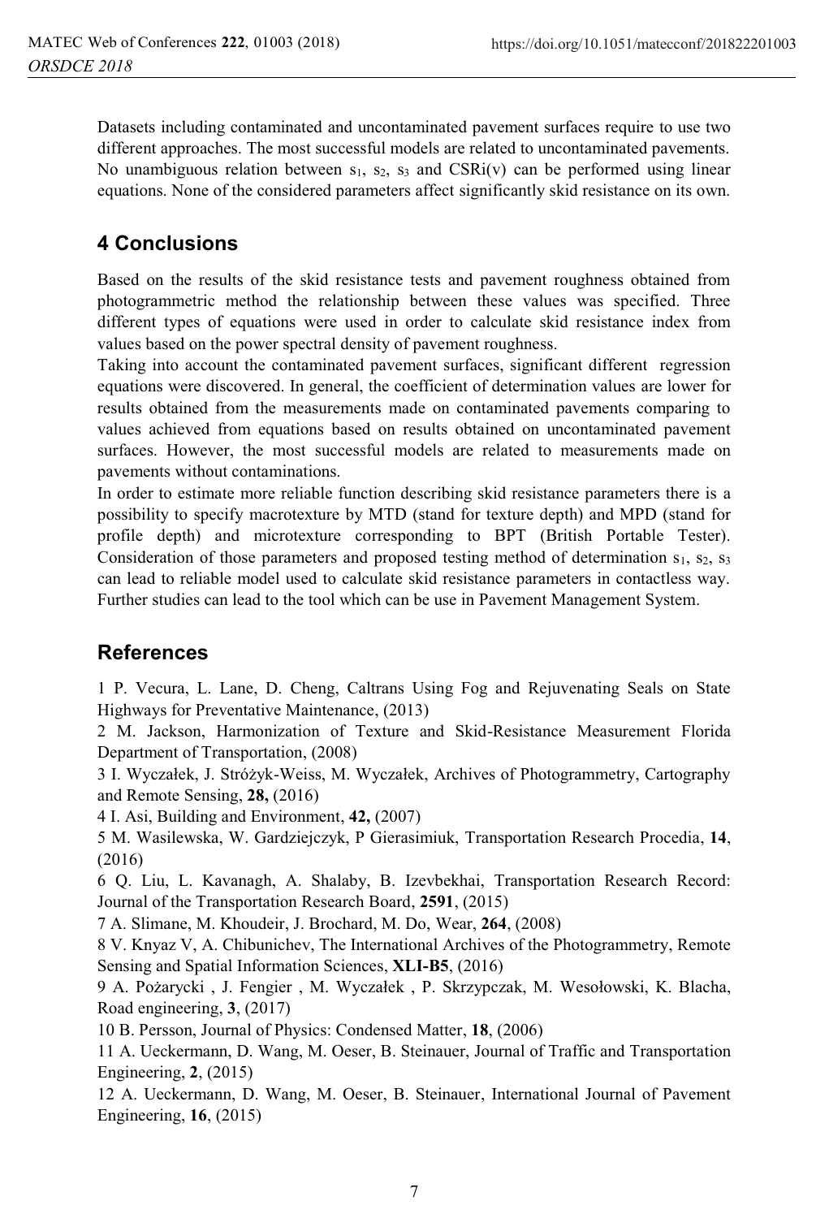Datasets including contaminated and uncontaminated pavement surfaces require to use two different approaches. The most successful models are related to uncontaminated pavements. No unambiguous relation between $s_1$, $s_2$, $s_3$ and CSRi(v) can be performed using linear equations. None of the considered parameters affect significantly skid resistance on its own.

## 4 Conclusions

Based on the results of the skid resistance tests and pavement roughness obtained from photogrammetric method the relationship between these values was specified. Three different types of equations were used in order to calculate skid resistance index from values based on the power spectral density of pavement roughness.

Taking into account the contaminated pavement surfaces, significant different regression equations were discovered. In general, the coefficient of determination values are lower for results obtained from the measurements made on contaminated pavements comparing to values achieved from equations based on results obtained on uncontaminated pavement surfaces. However, the most successful models are related to measurements made on pavements without contaminations.

In order to estimate more reliable function describing skid resistance parameters there is a possibility to specify macrotexture by MTD (stand for texture depth) and MPD (stand for profile depth) and microtexture corresponding to BPT (British Portable Tester). Consideration of those parameters and proposed testing method of determination $s_1$, $s_2$, $s_3$ can lead to reliable model used to calculate skid resistance parameters in contactless way. Further studies can lead to the tool which can be use in Pavement Management System.

## References

1 P. Vecura, L. Lane, D. Cheng, Caltrans Using Fog and Rejuvenating Seals on State Highways for Preventative Maintenance, (2013)

2 M. Jackson, Harmonization of Texture and Skid-Resistance Measurement Florida Department of Transportation, (2008)

3 I. Wyczałek, J. Stróżyk-Weiss, M. Wyczałek, Archives of Photogrammetry, Cartography and Remote Sensing, **28,** (2016)

4 I. Asi, Building and Environment, **42,** (2007)

5 M. Wasilewska, W. Gardziejczyk, P Gierasimiuk, Transportation Research Procedia, **14**, (2016)

6 Q. Liu, L. Kavanagh, A. Shalaby, B. Izevbekhai, Transportation Research Record: Journal of the Transportation Research Board, **2591**, (2015)

7 A. Slimane, M. Khoudeir, J. Brochard, M. Do, Wear, **264**, (2008)

8 V. Knyaz V, A. Chibunichev, The International Archives of the Photogrammetry, Remote Sensing and Spatial Information Sciences, **XLI-B5**, (2016)

9 A. Pożarycki , J. Fengier , M. Wyczałek , P. Skrzypczak, M. Wesołowski, K. Blacha, Road engineering, **3**, (2017)

10 B. Persson, Journal of Physics: Condensed Matter, **18**, (2006)

11 A. Ueckermann, D. Wang, M. Oeser, B. Steinauer, Journal of Traffic and Transportation Engineering, **2**, (2015)

12 A. Ueckermann, D. Wang, M. Oeser, B. Steinauer, International Journal of Pavement Engineering, **16**, (2015)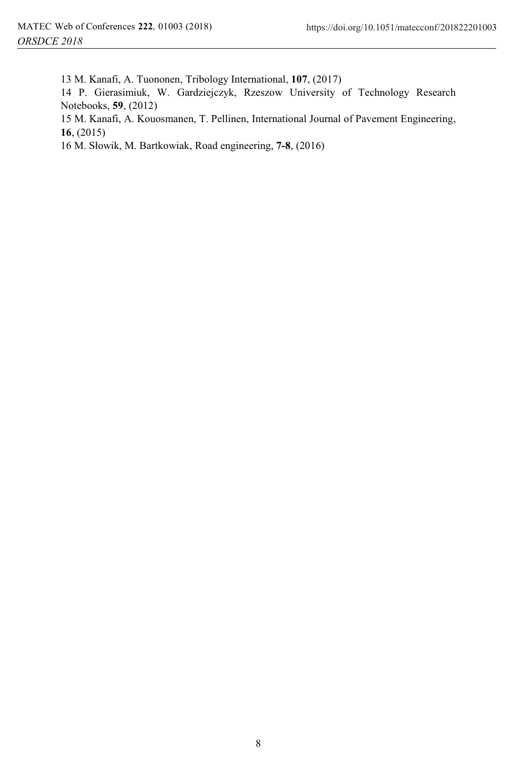13 M. Kanafi, A. Tuononen, Tribology International, **107**, (2017)

14 P. Gierasimiuk, W. Gardziejczyk, Rzeszow University of Technology Research Notebooks, **59**, (2012)

15 M. Kanafi, A. Kouosmanen, T. Pellinen, International Journal of Pavement Engineering, **16**, (2015)

16 M. Słowik, M. Bartkowiak, Road engineering, **7-8**, (2016)